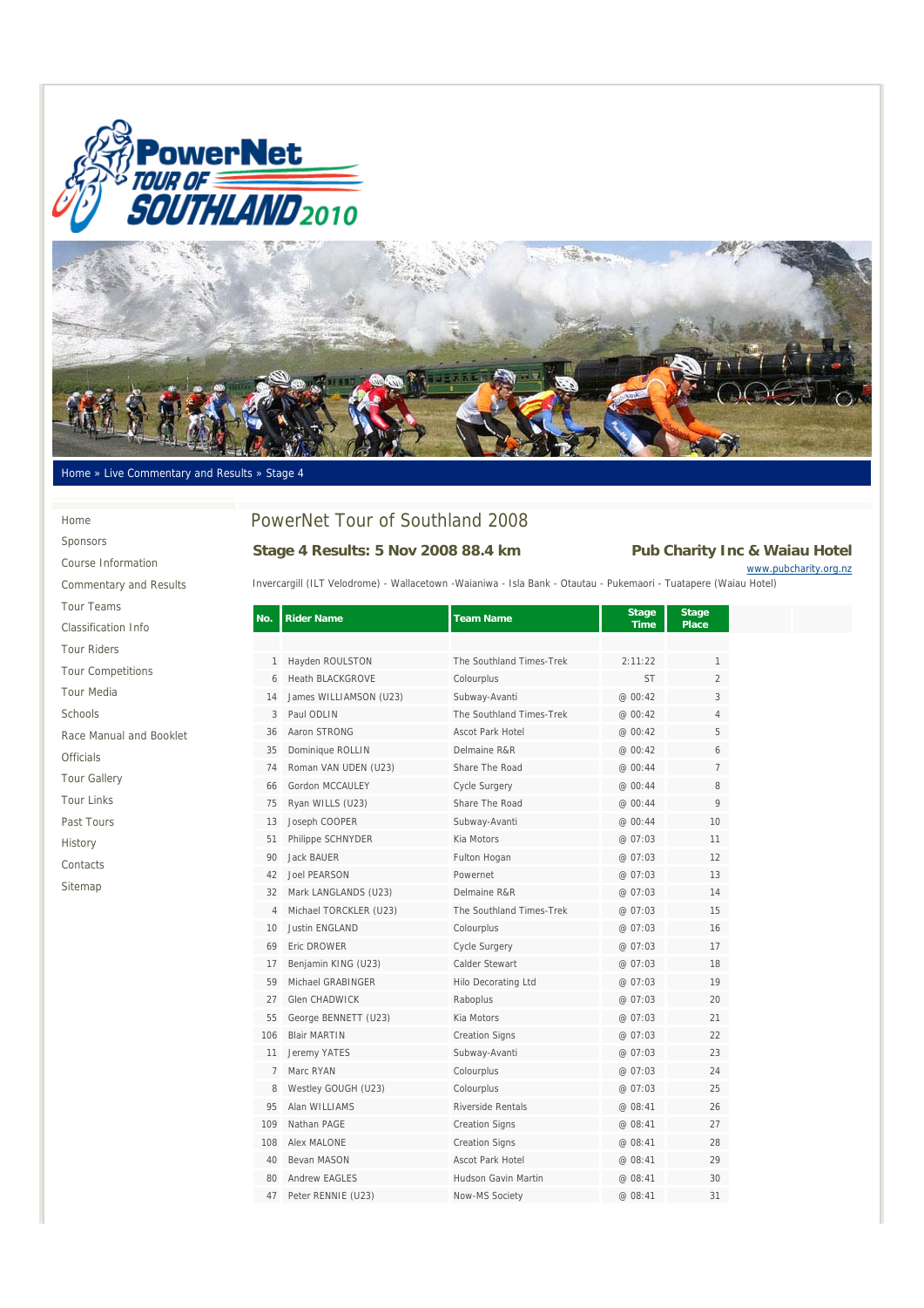Home » Live Commentary and Results » Stage 4

- Home
- Sponsors
- Course Information
- Commentary and Results
- Tour Teams
- Classification Info
- Tour Riders
- Tour Competitions
- Tour Media
- Schools
- Race Manual and Booklet
- Officials
- Tour Gallery
- Tour Links
- Past Tours
- History
- Contacts
- Sitemap

# PowerNet Tour of Southland 2008

## Stage 4 Results: 5 Nov 2008 88.4 km

**Pub Charity Inc & Waiau Hotel**

www.pubcharity.org.nz

Invercargill (ILT Velodrome) - Wallacetown -Waianiwa - Isla Bank - Otautau - Pukemaori - Tuatapere (Waiau Hotel)

| No. | Rider Name | Team Name | Stage Time | Stage Place |
|---|---|---|---|---|
| 1 | Hayden ROULSTON | The Southland Times-Trek | 2:11:22 | 1 |
| 6 | Heath BLACKGROVE | Colourplus | ST | 2 |
| 14 | James WILLIAMSON (U23) | Subway-Avanti | @ 00:42 | 3 |
| 3 | Paul ODLIN | The Southland Times-Trek | @ 00:42 | 4 |
| 36 | Aaron STRONG | Ascot Park Hotel | @ 00:42 | 5 |
| 35 | Dominique ROLLIN | Delmaine R&R | @ 00:42 | 6 |
| 74 | Roman VAN UDEN (U23) | Share The Road | @ 00:44 | 7 |
| 66 | Gordon MCCAULEY | Cycle Surgery | @ 00:44 | 8 |
| 75 | Ryan WILLS (U23) | Share The Road | @ 00:44 | 9 |
| 13 | Joseph COOPER | Subway-Avanti | @ 00:44 | 10 |
| 51 | Philippe SCHNYDER | Kia Motors | @ 07:03 | 11 |
| 90 | Jack BAUER | Fulton Hogan | @ 07:03 | 12 |
| 42 | Joel PEARSON | Powernet | @ 07:03 | 13 |
| 32 | Mark LANGLANDS (U23) | Delmaine R&R | @ 07:03 | 14 |
| 4 | Michael TORCKLER (U23) | The Southland Times-Trek | @ 07:03 | 15 |
| 10 | Justin ENGLAND | Colourplus | @ 07:03 | 16 |
| 69 | Eric DROWER | Cycle Surgery | @ 07:03 | 17 |
| 17 | Benjamin KING (U23) | Calder Stewart | @ 07:03 | 18 |
| 59 | Michael GRABINGER | Hilo Decorating Ltd | @ 07:03 | 19 |
| 27 | Glen CHADWICK | Raboplus | @ 07:03 | 20 |
| 55 | George BENNETT (U23) | Kia Motors | @ 07:03 | 21 |
| 106 | Blair MARTIN | Creation Signs | @ 07:03 | 22 |
| 11 | Jeremy YATES | Subway-Avanti | @ 07:03 | 23 |
| 7 | Marc RYAN | Colourplus | @ 07:03 | 24 |
| 8 | Westley GOUGH (U23) | Colourplus | @ 07:03 | 25 |
| 95 | Alan WILLIAMS | Riverside Rentals | @ 08:41 | 26 |
| 109 | Nathan PAGE | Creation Signs | @ 08:41 | 27 |
| 108 | Alex MALONE | Creation Signs | @ 08:41 | 28 |
| 40 | Bevan MASON | Ascot Park Hotel | @ 08:41 | 29 |
| 80 | Andrew EAGLES | Hudson Gavin Martin | @ 08:41 | 30 |
| 47 | Peter RENNIE (U23) | Now-MS Society | @ 08:41 | 31 |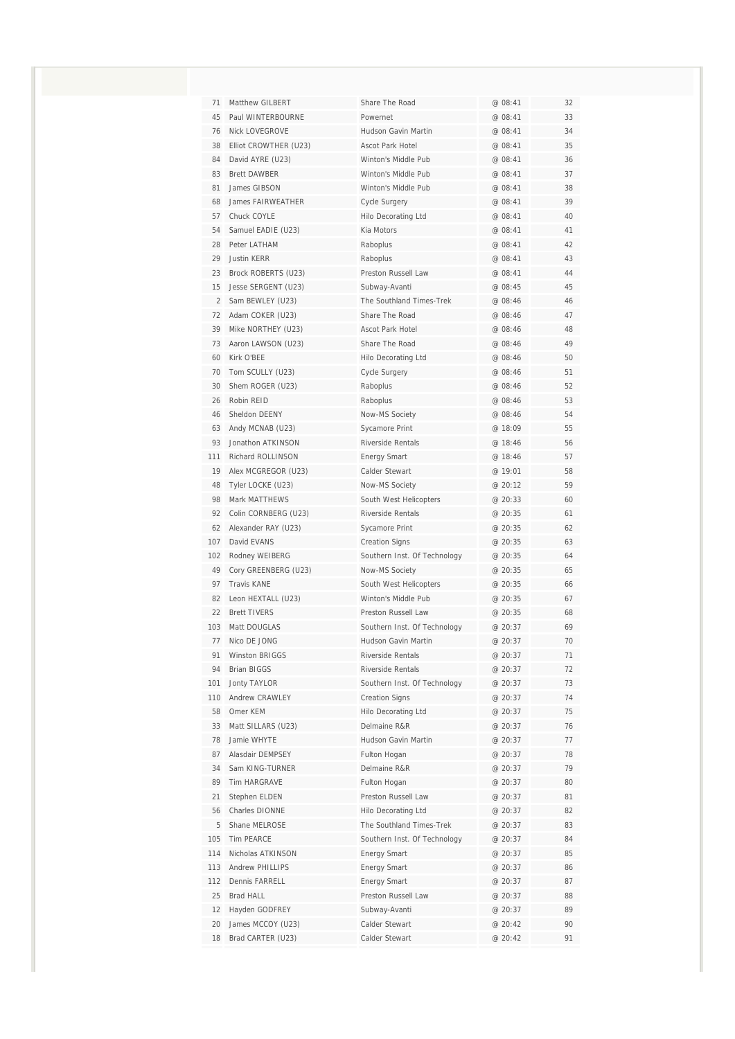| | | | | |
|---|---|---|---|---|
| 71 | Matthew GILBERT | Share The Road | @ 08:41 | 32 |
| 45 | Paul WINTERBOURNE | Powernet | @ 08:41 | 33 |
| 76 | Nick LOVEGROVE | Hudson Gavin Martin | @ 08:41 | 34 |
| 38 | Elliot CROWTHER (U23) | Ascot Park Hotel | @ 08:41 | 35 |
| 84 | David AYRE (U23) | Winton's Middle Pub | @ 08:41 | 36 |
| 83 | Brett DAWBER | Winton's Middle Pub | @ 08:41 | 37 |
| 81 | James GIBSON | Winton's Middle Pub | @ 08:41 | 38 |
| 68 | James FAIRWEATHER | Cycle Surgery | @ 08:41 | 39 |
| 57 | Chuck COYLE | Hilo Decorating Ltd | @ 08:41 | 40 |
| 54 | Samuel EADIE (U23) | Kia Motors | @ 08:41 | 41 |
| 28 | Peter LATHAM | Raboplus | @ 08:41 | 42 |
| 29 | Justin KERR | Raboplus | @ 08:41 | 43 |
| 23 | Brock ROBERTS (U23) | Preston Russell Law | @ 08:41 | 44 |
| 15 | Jesse SERGENT (U23) | Subway-Avanti | @ 08:45 | 45 |
| 2 | Sam BEWLEY (U23) | The Southland Times-Trek | @ 08:46 | 46 |
| 72 | Adam COKER (U23) | Share The Road | @ 08:46 | 47 |
| 39 | Mike NORTHEY (U23) | Ascot Park Hotel | @ 08:46 | 48 |
| 73 | Aaron LAWSON (U23) | Share The Road | @ 08:46 | 49 |
| 60 | Kirk O'BEE | Hilo Decorating Ltd | @ 08:46 | 50 |
| 70 | Tom SCULLY (U23) | Cycle Surgery | @ 08:46 | 51 |
| 30 | Shem ROGER (U23) | Raboplus | @ 08:46 | 52 |
| 26 | Robin REID | Raboplus | @ 08:46 | 53 |
| 46 | Sheldon DEENY | Now-MS Society | @ 08:46 | 54 |
| 63 | Andy MCNAB (U23) | Sycamore Print | @ 18:09 | 55 |
| 93 | Jonathon ATKINSON | Riverside Rentals | @ 18:46 | 56 |
| 111 | Richard ROLLINSON | Energy Smart | @ 18:46 | 57 |
| 19 | Alex MCGREGOR (U23) | Calder Stewart | @ 19:01 | 58 |
| 48 | Tyler LOCKE (U23) | Now-MS Society | @ 20:12 | 59 |
| 98 | Mark MATTHEWS | South West Helicopters | @ 20:33 | 60 |
| 92 | Colin CORNBERG (U23) | Riverside Rentals | @ 20:35 | 61 |
| 62 | Alexander RAY (U23) | Sycamore Print | @ 20:35 | 62 |
| 107 | David EVANS | Creation Signs | @ 20:35 | 63 |
| 102 | Rodney WEIBERG | Southern Inst. Of Technology | @ 20:35 | 64 |
| 49 | Cory GREENBERG (U23) | Now-MS Society | @ 20:35 | 65 |
| 97 | Travis KANE | South West Helicopters | @ 20:35 | 66 |
| 82 | Leon HEXTALL (U23) | Winton's Middle Pub | @ 20:35 | 67 |
| 22 | Brett TIVERS | Preston Russell Law | @ 20:35 | 68 |
| 103 | Matt DOUGLAS | Southern Inst. Of Technology | @ 20:37 | 69 |
| 77 | Nico DE JONG | Hudson Gavin Martin | @ 20:37 | 70 |
| 91 | Winston BRIGGS | Riverside Rentals | @ 20:37 | 71 |
| 94 | Brian BIGGS | Riverside Rentals | @ 20:37 | 72 |
| 101 | Jonty TAYLOR | Southern Inst. Of Technology | @ 20:37 | 73 |
| 110 | Andrew CRAWLEY | Creation Signs | @ 20:37 | 74 |
| 58 | Omer KEM | Hilo Decorating Ltd | @ 20:37 | 75 |
| 33 | Matt SILLARS (U23) | Delmaine R&R | @ 20:37 | 76 |
| 78 | Jamie WHYTE | Hudson Gavin Martin | @ 20:37 | 77 |
| 87 | Alasdair DEMPSEY | Fulton Hogan | @ 20:37 | 78 |
| 34 | Sam KING-TURNER | Delmaine R&R | @ 20:37 | 79 |
| 89 | Tim HARGRAVE | Fulton Hogan | @ 20:37 | 80 |
| 21 | Stephen ELDEN | Preston Russell Law | @ 20:37 | 81 |
| 56 | Charles DIONNE | Hilo Decorating Ltd | @ 20:37 | 82 |
| 5 | Shane MELROSE | The Southland Times-Trek | @ 20:37 | 83 |
| 105 | Tim PEARCE | Southern Inst. Of Technology | @ 20:37 | 84 |
| 114 | Nicholas ATKINSON | Energy Smart | @ 20:37 | 85 |
| 113 | Andrew PHILLIPS | Energy Smart | @ 20:37 | 86 |
| 112 | Dennis FARRELL | Energy Smart | @ 20:37 | 87 |
| 25 | Brad HALL | Preston Russell Law | @ 20:37 | 88 |
| 12 | Hayden GODFREY | Subway-Avanti | @ 20:37 | 89 |
| 20 | James MCCOY (U23) | Calder Stewart | @ 20:42 | 90 |
| 18 | Brad CARTER (U23) | Calder Stewart | @ 20:42 | 91 |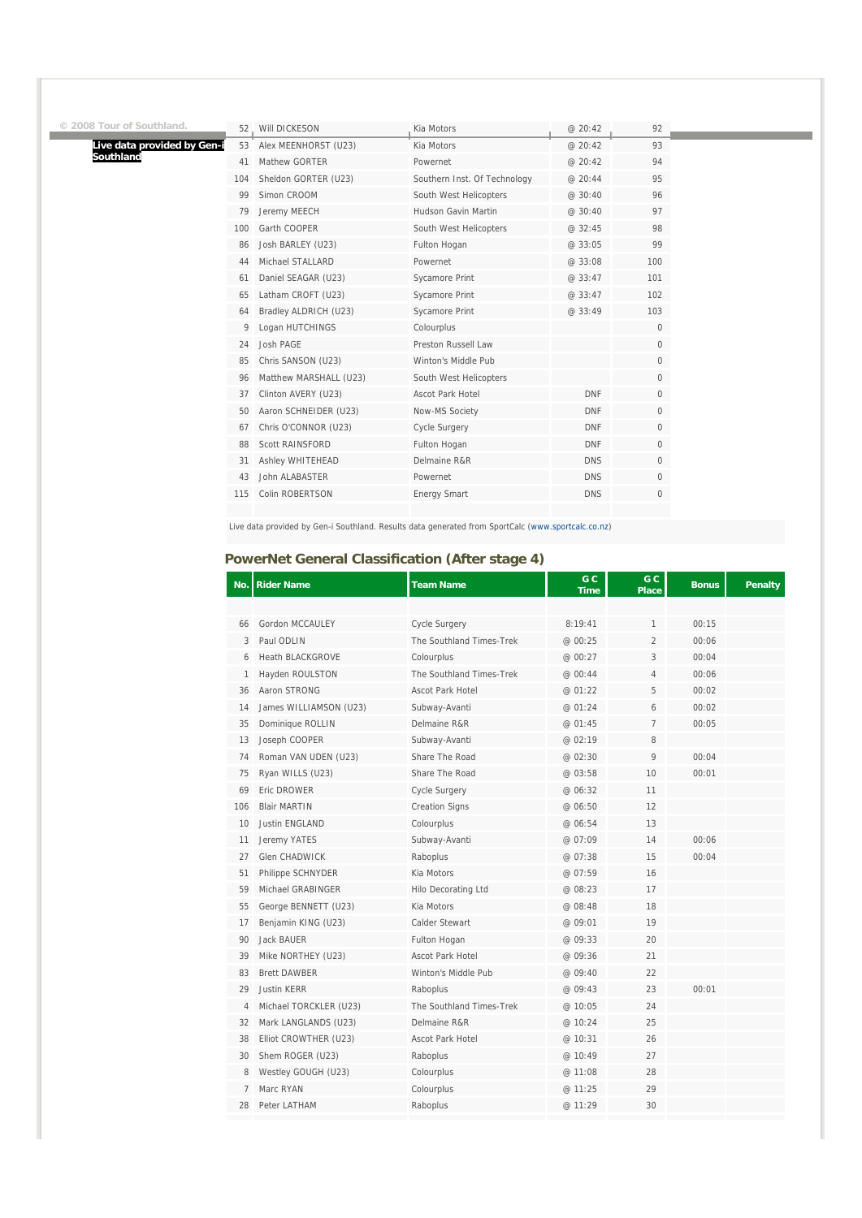© 2008 Tour of Southland.

**Live data provided by Gen-i Southland**

| | | | | |
|---|---|---|---|---|
| 52 | Will DICKESON | Kia Motors | @ 20:42 | 92 |
| 53 | Alex MEENHORST (U23) | Kia Motors | @ 20:42 | 93 |
| 41 | Mathew GORTER | Powernet | @ 20:42 | 94 |
| 104 | Sheldon GORTER (U23) | Southern Inst. Of Technology | @ 20:44 | 95 |
| 99 | Simon CROOM | South West Helicopters | @ 30:40 | 96 |
| 79 | Jeremy MEECH | Hudson Gavin Martin | @ 30:40 | 97 |
| 100 | Garth COOPER | South West Helicopters | @ 32:45 | 98 |
| 86 | Josh BARLEY (U23) | Fulton Hogan | @ 33:05 | 99 |
| 44 | Michael STALLARD | Powernet | @ 33:08 | 100 |
| 61 | Daniel SEAGAR (U23) | Sycamore Print | @ 33:47 | 101 |
| 65 | Latham CROFT (U23) | Sycamore Print | @ 33:47 | 102 |
| 64 | Bradley ALDRICH (U23) | Sycamore Print | @ 33:49 | 103 |
| 9 | Logan HUTCHINGS | Colourplus | | 0 |
| 24 | Josh PAGE | Preston Russell Law | | 0 |
| 85 | Chris SANSON (U23) | Winton's Middle Pub | | 0 |
| 96 | Matthew MARSHALL (U23) | South West Helicopters | | 0 |
| 37 | Clinton AVERY (U23) | Ascot Park Hotel | DNF | 0 |
| 50 | Aaron SCHNEIDER (U23) | Now-MS Society | DNF | 0 |
| 67 | Chris O'CONNOR (U23) | Cycle Surgery | DNF | 0 |
| 88 | Scott RAINSFORD | Fulton Hogan | DNF | 0 |
| 31 | Ashley WHITEHEAD | Delmaine R&R | DNS | 0 |
| 43 | John ALABASTER | Powernet | DNS | 0 |
| 115 | Colin ROBERTSON | Energy Smart | DNS | 0 |

Live data provided by Gen-i Southland. Results data generated from SportCalc (www.sportcalc.co.nz)

## PowerNet General Classification (After stage 4)

| No. | Rider Name | Team Name | G C Time | G C Place | Bonus | Penalty |
|---|---|---|---|---|---|---|
| 66 | Gordon MCCAULEY | Cycle Surgery | 8:19:41 | 1 | 00:15 | |
| 3 | Paul ODLIN | The Southland Times-Trek | @ 00:25 | 2 | 00:06 | |
| 6 | Heath BLACKGROVE | Colourplus | @ 00:27 | 3 | 00:04 | |
| 1 | Hayden ROULSTON | The Southland Times-Trek | @ 00:44 | 4 | 00:06 | |
| 36 | Aaron STRONG | Ascot Park Hotel | @ 01:22 | 5 | 00:02 | |
| 14 | James WILLIAMSON (U23) | Subway-Avanti | @ 01:24 | 6 | 00:02 | |
| 35 | Dominique ROLLIN | Delmaine R&R | @ 01:45 | 7 | 00:05 | |
| 13 | Joseph COOPER | Subway-Avanti | @ 02:19 | 8 | | |
| 74 | Roman VAN UDEN (U23) | Share The Road | @ 02:30 | 9 | 00:04 | |
| 75 | Ryan WILLS (U23) | Share The Road | @ 03:58 | 10 | 00:01 | |
| 69 | Eric DROWER | Cycle Surgery | @ 06:32 | 11 | | |
| 106 | Blair MARTIN | Creation Signs | @ 06:50 | 12 | | |
| 10 | Justin ENGLAND | Colourplus | @ 06:54 | 13 | | |
| 11 | Jeremy YATES | Subway-Avanti | @ 07:09 | 14 | 00:06 | |
| 27 | Glen CHADWICK | Raboplus | @ 07:38 | 15 | 00:04 | |
| 51 | Philippe SCHNYDER | Kia Motors | @ 07:59 | 16 | | |
| 59 | Michael GRABINGER | Hilo Decorating Ltd | @ 08:23 | 17 | | |
| 55 | George BENNETT (U23) | Kia Motors | @ 08:48 | 18 | | |
| 17 | Benjamin KING (U23) | Calder Stewart | @ 09:01 | 19 | | |
| 90 | Jack BAUER | Fulton Hogan | @ 09:33 | 20 | | |
| 39 | Mike NORTHEY (U23) | Ascot Park Hotel | @ 09:36 | 21 | | |
| 83 | Brett DAWBER | Winton's Middle Pub | @ 09:40 | 22 | | |
| 29 | Justin KERR | Raboplus | @ 09:43 | 23 | 00:01 | |
| 4 | Michael TORCKLER (U23) | The Southland Times-Trek | @ 10:05 | 24 | | |
| 32 | Mark LANGLANDS (U23) | Delmaine R&R | @ 10:24 | 25 | | |
| 38 | Elliot CROWTHER (U23) | Ascot Park Hotel | @ 10:31 | 26 | | |
| 30 | Shem ROGER (U23) | Raboplus | @ 10:49 | 27 | | |
| 8 | Westley GOUGH (U23) | Colourplus | @ 11:08 | 28 | | |
| 7 | Marc RYAN | Colourplus | @ 11:25 | 29 | | |
| 28 | Peter LATHAM | Raboplus | @ 11:29 | 30 | | |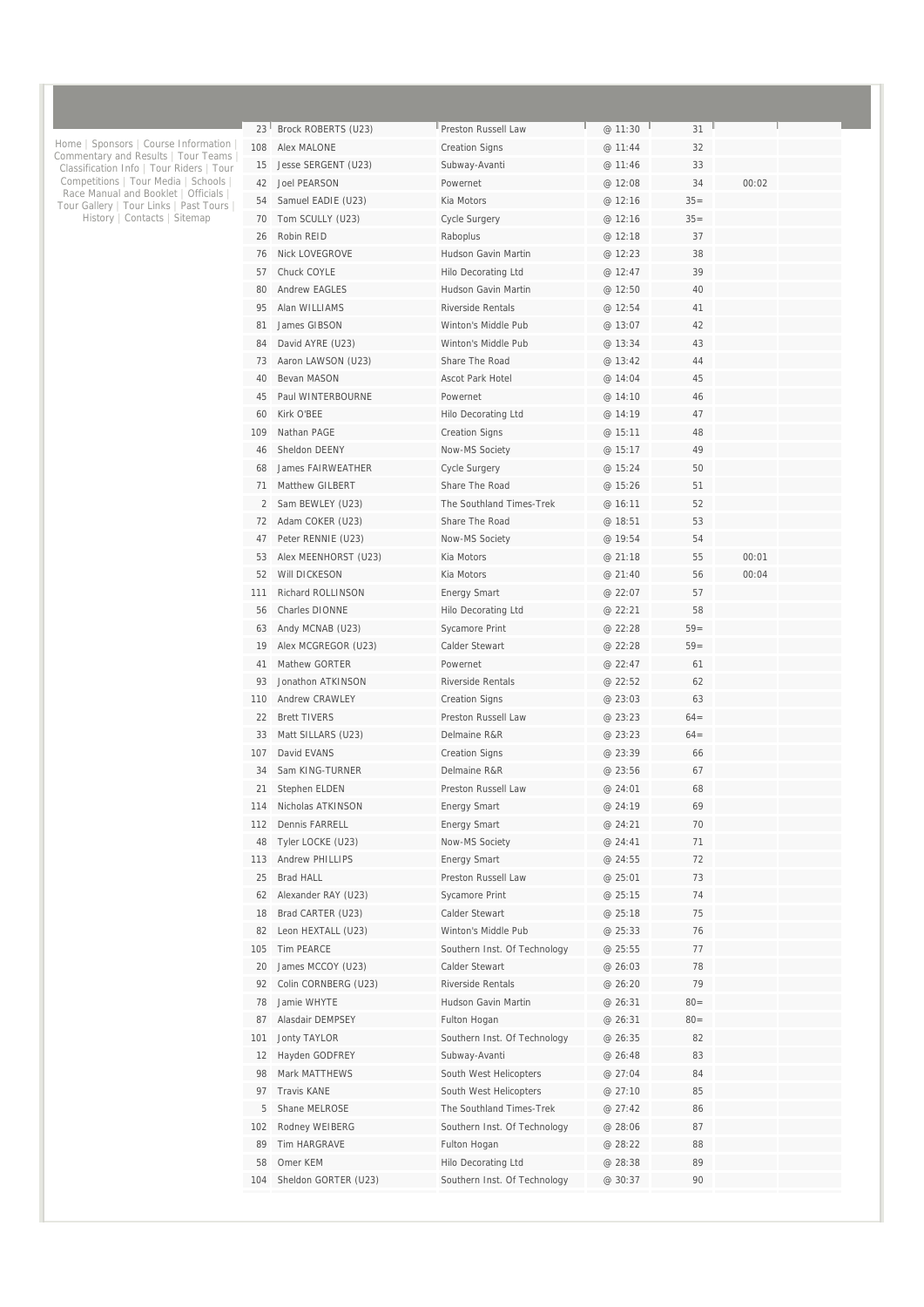Home | Sponsors | Course Information | Commentary and Results | Tour Teams | Classification Info | Tour Riders | Tour Competitions | Tour Media | Schools | Race Manual and Booklet | Officials | Tour Gallery | Tour Links | Past Tours | History | Contacts | Sitemap

| | | | | | | |
|---|---|---|---|---|---|---|
| 23 | Brock ROBERTS (U23) | Preston Russell Law | @ 11:30 | 31 | | |
| 108 | Alex MALONE | Creation Signs | @ 11:44 | 32 | | |
| 15 | Jesse SERGENT (U23) | Subway-Avanti | @ 11:46 | 33 | | |
| 42 | Joel PEARSON | Powernet | @ 12:08 | 34 | 00:02 | |
| 54 | Samuel EADIE (U23) | Kia Motors | @ 12:16 | 35= | | |
| 70 | Tom SCULLY (U23) | Cycle Surgery | @ 12:16 | 35= | | |
| 26 | Robin REID | Raboplus | @ 12:18 | 37 | | |
| 76 | Nick LOVEGROVE | Hudson Gavin Martin | @ 12:23 | 38 | | |
| 57 | Chuck COYLE | Hilo Decorating Ltd | @ 12:47 | 39 | | |
| 80 | Andrew EAGLES | Hudson Gavin Martin | @ 12:50 | 40 | | |
| 95 | Alan WILLIAMS | Riverside Rentals | @ 12:54 | 41 | | |
| 81 | James GIBSON | Winton's Middle Pub | @ 13:07 | 42 | | |
| 84 | David AYRE (U23) | Winton's Middle Pub | @ 13:34 | 43 | | |
| 73 | Aaron LAWSON (U23) | Share The Road | @ 13:42 | 44 | | |
| 40 | Bevan MASON | Ascot Park Hotel | @ 14:04 | 45 | | |
| 45 | Paul WINTERBOURNE | Powernet | @ 14:10 | 46 | | |
| 60 | Kirk O'BEE | Hilo Decorating Ltd | @ 14:19 | 47 | | |
| 109 | Nathan PAGE | Creation Signs | @ 15:11 | 48 | | |
| 46 | Sheldon DEENY | Now-MS Society | @ 15:17 | 49 | | |
| 68 | James FAIRWEATHER | Cycle Surgery | @ 15:24 | 50 | | |
| 71 | Matthew GILBERT | Share The Road | @ 15:26 | 51 | | |
| 2 | Sam BEWLEY (U23) | The Southland Times-Trek | @ 16:11 | 52 | | |
| 72 | Adam COKER (U23) | Share The Road | @ 18:51 | 53 | | |
| 47 | Peter RENNIE (U23) | Now-MS Society | @ 19:54 | 54 | | |
| 53 | Alex MEENHORST (U23) | Kia Motors | @ 21:18 | 55 | 00:01 | |
| 52 | Will DICKESON | Kia Motors | @ 21:40 | 56 | 00:04 | |
| 111 | Richard ROLLINSON | Energy Smart | @ 22:07 | 57 | | |
| 56 | Charles DIONNE | Hilo Decorating Ltd | @ 22:21 | 58 | | |
| 63 | Andy MCNAB (U23) | Sycamore Print | @ 22:28 | 59= | | |
| 19 | Alex MCGREGOR (U23) | Calder Stewart | @ 22:28 | 59= | | |
| 41 | Mathew GORTER | Powernet | @ 22:47 | 61 | | |
| 93 | Jonathon ATKINSON | Riverside Rentals | @ 22:52 | 62 | | |
| 110 | Andrew CRAWLEY | Creation Signs | @ 23:03 | 63 | | |
| 22 | Brett TIVERS | Preston Russell Law | @ 23:23 | 64= | | |
| 33 | Matt SILLARS (U23) | Delmaine R&R | @ 23:23 | 64= | | |
| 107 | David EVANS | Creation Signs | @ 23:39 | 66 | | |
| 34 | Sam KING-TURNER | Delmaine R&R | @ 23:56 | 67 | | |
| 21 | Stephen ELDEN | Preston Russell Law | @ 24:01 | 68 | | |
| 114 | Nicholas ATKINSON | Energy Smart | @ 24:19 | 69 | | |
| 112 | Dennis FARRELL | Energy Smart | @ 24:21 | 70 | | |
| 48 | Tyler LOCKE (U23) | Now-MS Society | @ 24:41 | 71 | | |
| 113 | Andrew PHILLIPS | Energy Smart | @ 24:55 | 72 | | |
| 25 | Brad HALL | Preston Russell Law | @ 25:01 | 73 | | |
| 62 | Alexander RAY (U23) | Sycamore Print | @ 25:15 | 74 | | |
| 18 | Brad CARTER (U23) | Calder Stewart | @ 25:18 | 75 | | |
| 82 | Leon HEXTALL (U23) | Winton's Middle Pub | @ 25:33 | 76 | | |
| 105 | Tim PEARCE | Southern Inst. Of Technology | @ 25:55 | 77 | | |
| 20 | James MCCOY (U23) | Calder Stewart | @ 26:03 | 78 | | |
| 92 | Colin CORNBERG (U23) | Riverside Rentals | @ 26:20 | 79 | | |
| 78 | Jamie WHYTE | Hudson Gavin Martin | @ 26:31 | 80= | | |
| 87 | Alasdair DEMPSEY | Fulton Hogan | @ 26:31 | 80= | | |
| 101 | Jonty TAYLOR | Southern Inst. Of Technology | @ 26:35 | 82 | | |
| 12 | Hayden GODFREY | Subway-Avanti | @ 26:48 | 83 | | |
| 98 | Mark MATTHEWS | South West Helicopters | @ 27:04 | 84 | | |
| 97 | Travis KANE | South West Helicopters | @ 27:10 | 85 | | |
| 5 | Shane MELROSE | The Southland Times-Trek | @ 27:42 | 86 | | |
| 102 | Rodney WEIBERG | Southern Inst. Of Technology | @ 28:06 | 87 | | |
| 89 | Tim HARGRAVE | Fulton Hogan | @ 28:22 | 88 | | |
| 58 | Omer KEM | Hilo Decorating Ltd | @ 28:38 | 89 | | |
| 104 | Sheldon GORTER (U23) | Southern Inst. Of Technology | @ 30:37 | 90 | | |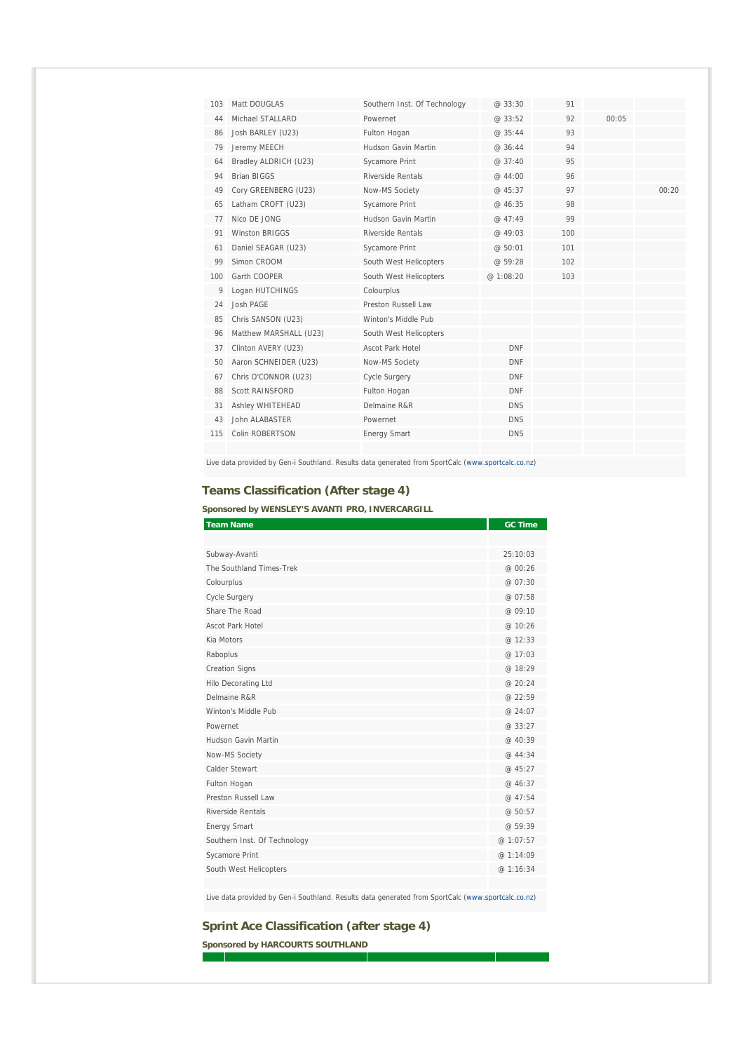| | | | | | | |
|---|---|---|---|---|---|---|
| 103 | Matt DOUGLAS | Southern Inst. Of Technology | @ 33:30 | 91 | | |
| 44 | Michael STALLARD | Powernet | @ 33:52 | 92 | 00:05 | |
| 86 | Josh BARLEY (U23) | Fulton Hogan | @ 35:44 | 93 | | |
| 79 | Jeremy MEECH | Hudson Gavin Martin | @ 36:44 | 94 | | |
| 64 | Bradley ALDRICH (U23) | Sycamore Print | @ 37:40 | 95 | | |
| 94 | Brian BIGGS | Riverside Rentals | @ 44:00 | 96 | | |
| 49 | Cory GREENBERG (U23) | Now-MS Society | @ 45:37 | 97 | | 00:20 |
| 65 | Latham CROFT (U23) | Sycamore Print | @ 46:35 | 98 | | |
| 77 | Nico DE JONG | Hudson Gavin Martin | @ 47:49 | 99 | | |
| 91 | Winston BRIGGS | Riverside Rentals | @ 49:03 | 100 | | |
| 61 | Daniel SEAGAR (U23) | Sycamore Print | @ 50:01 | 101 | | |
| 99 | Simon CROOM | South West Helicopters | @ 59:28 | 102 | | |
| 100 | Garth COOPER | South West Helicopters | @ 1:08:20 | 103 | | |
| 9 | Logan HUTCHINGS | Colourplus | | | | |
| 24 | Josh PAGE | Preston Russell Law | | | | |
| 85 | Chris SANSON (U23) | Winton's Middle Pub | | | | |
| 96 | Matthew MARSHALL (U23) | South West Helicopters | | | | |
| 37 | Clinton AVERY (U23) | Ascot Park Hotel | DNF | | | |
| 50 | Aaron SCHNEIDER (U23) | Now-MS Society | DNF | | | |
| 67 | Chris O'CONNOR (U23) | Cycle Surgery | DNF | | | |
| 88 | Scott RAINSFORD | Fulton Hogan | DNF | | | |
| 31 | Ashley WHITEHEAD | Delmaine R&R | DNS | | | |
| 43 | John ALABASTER | Powernet | DNS | | | |
| 115 | Colin ROBERTSON | Energy Smart | DNS | | | |

Live data provided by Gen-i Southland. Results data generated from SportCalc (www.sportcalc.co.nz)

## Teams Classification (After stage 4)

**Sponsored by WENSLEY'S AVANTI PRO, INVERCARGILL**

| Team Name | GC Time |
|---|---|
| Subway-Avanti | 25:10:03 |
| The Southland Times-Trek | @ 00:26 |
| Colourplus | @ 07:30 |
| Cycle Surgery | @ 07:58 |
| Share The Road | @ 09:10 |
| Ascot Park Hotel | @ 10:26 |
| Kia Motors | @ 12:33 |
| Raboplus | @ 17:03 |
| Creation Signs | @ 18:29 |
| Hilo Decorating Ltd | @ 20:24 |
| Delmaine R&R | @ 22:59 |
| Winton's Middle Pub | @ 24:07 |
| Powernet | @ 33:27 |
| Hudson Gavin Martin | @ 40:39 |
| Now-MS Society | @ 44:34 |
| Calder Stewart | @ 45:27 |
| Fulton Hogan | @ 46:37 |
| Preston Russell Law | @ 47:54 |
| Riverside Rentals | @ 50:57 |
| Energy Smart | @ 59:39 |
| Southern Inst. Of Technology | @ 1:07:57 |
| Sycamore Print | @ 1:14:09 |
| South West Helicopters | @ 1:16:34 |

Live data provided by Gen-i Southland. Results data generated from SportCalc (www.sportcalc.co.nz)

## Sprint Ace Classification (after stage 4)

**Sponsored by HARCOURTS SOUTHLAND**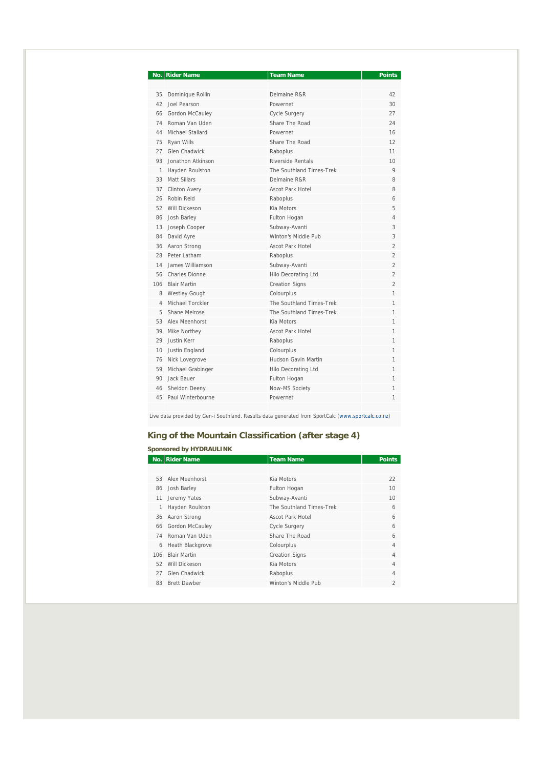| No. | Rider Name | Team Name | Points |
|---|---|---|---|
| 35 | Dominique Rollin | Delmaine R&R | 42 |
| 42 | Joel Pearson | Powernet | 30 |
| 66 | Gordon McCauley | Cycle Surgery | 27 |
| 74 | Roman Van Uden | Share The Road | 24 |
| 44 | Michael Stallard | Powernet | 16 |
| 75 | Ryan Wills | Share The Road | 12 |
| 27 | Glen Chadwick | Raboplus | 11 |
| 93 | Jonathon Atkinson | Riverside Rentals | 10 |
| 1 | Hayden Roulston | The Southland Times-Trek | 9 |
| 33 | Matt Sillars | Delmaine R&R | 8 |
| 37 | Clinton Avery | Ascot Park Hotel | 8 |
| 26 | Robin Reid | Raboplus | 6 |
| 52 | Will Dickeson | Kia Motors | 5 |
| 86 | Josh Barley | Fulton Hogan | 4 |
| 13 | Joseph Cooper | Subway-Avanti | 3 |
| 84 | David Ayre | Winton's Middle Pub | 3 |
| 36 | Aaron Strong | Ascot Park Hotel | 2 |
| 28 | Peter Latham | Raboplus | 2 |
| 14 | James Williamson | Subway-Avanti | 2 |
| 56 | Charles Dionne | Hilo Decorating Ltd | 2 |
| 106 | Blair Martin | Creation Signs | 2 |
| 8 | Westley Gough | Colourplus | 1 |
| 4 | Michael Torckler | The Southland Times-Trek | 1 |
| 5 | Shane Melrose | The Southland Times-Trek | 1 |
| 53 | Alex Meenhorst | Kia Motors | 1 |
| 39 | Mike Northey | Ascot Park Hotel | 1 |
| 29 | Justin Kerr | Raboplus | 1 |
| 10 | Justin England | Colourplus | 1 |
| 76 | Nick Lovegrove | Hudson Gavin Martin | 1 |
| 59 | Michael Grabinger | Hilo Decorating Ltd | 1 |
| 90 | Jack Bauer | Fulton Hogan | 1 |
| 46 | Sheldon Deeny | Now-MS Society | 1 |
| 45 | Paul Winterbourne | Powernet | 1 |

Live data provided by Gen-i Southland. Results data generated from SportCalc (www.sportcalc.co.nz)

## King of the Mountain Classification (after stage 4)

**Sponsored by HYDRAULINK**

| No. | Rider Name | Team Name | Points |
|---|---|---|---|
| 53 | Alex Meenhorst | Kia Motors | 22 |
| 86 | Josh Barley | Fulton Hogan | 10 |
| 11 | Jeremy Yates | Subway-Avanti | 10 |
| 1 | Hayden Roulston | The Southland Times-Trek | 6 |
| 36 | Aaron Strong | Ascot Park Hotel | 6 |
| 66 | Gordon McCauley | Cycle Surgery | 6 |
| 74 | Roman Van Uden | Share The Road | 6 |
| 6 | Heath Blackgrove | Colourplus | 4 |
| 106 | Blair Martin | Creation Signs | 4 |
| 52 | Will Dickeson | Kia Motors | 4 |
| 27 | Glen Chadwick | Raboplus | 4 |
| 83 | Brett Dawber | Winton's Middle Pub | 2 |